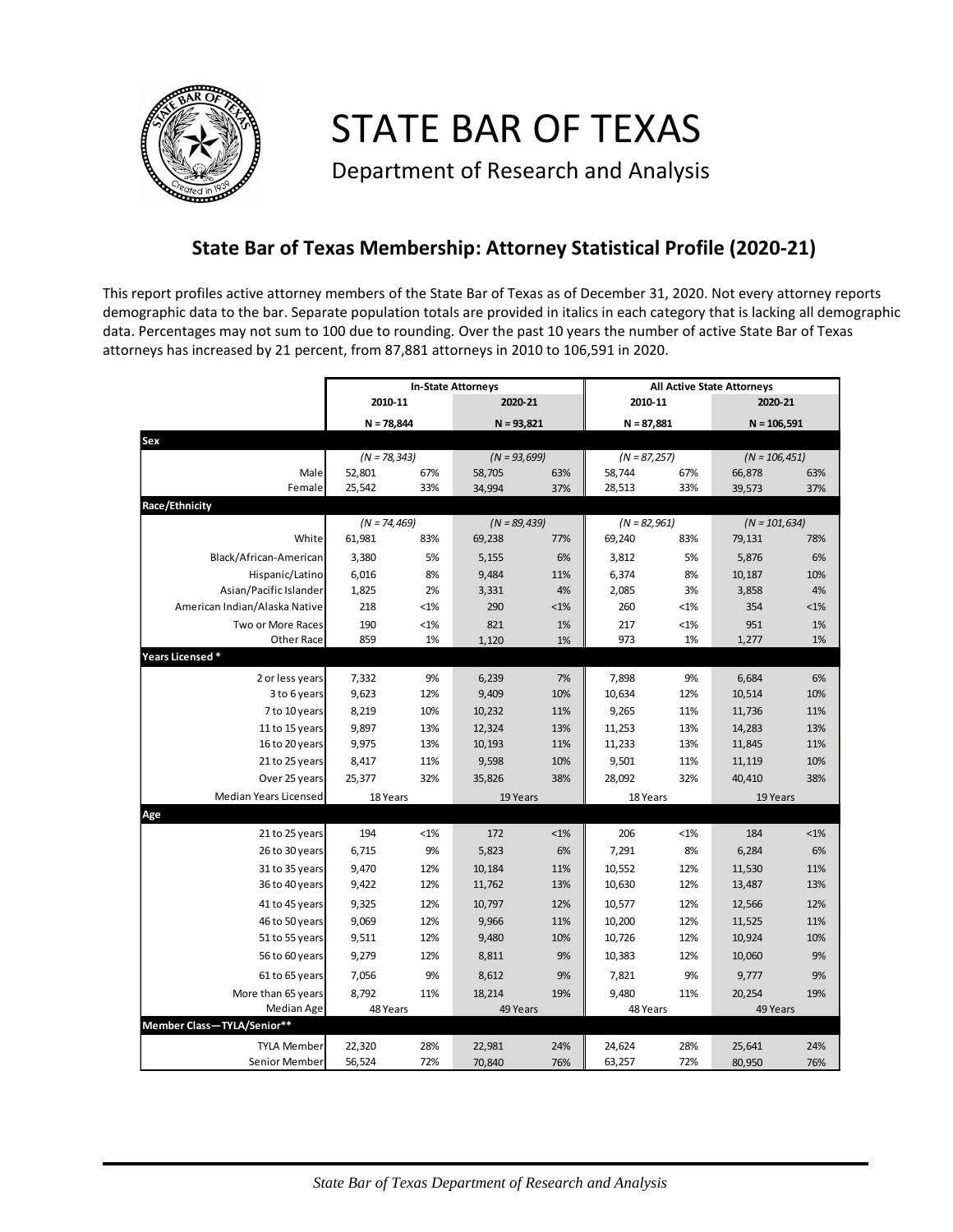# STATE BAR OF TEXAS

Department of Research and Analysis

## State Bar of Texas Membership: Attorney Statistical Profile (2020-21)

This report profiles active attorney members of the State Bar of Texas as of December 31, 2020. Not every attorney reports demographic data to the bar. Separate population totals are provided in italics in each category that is lacking all demographic data. Percentages may not sum to 100 due to rounding. Over the past 10 years the number of active State Bar of Texas attorneys has increased by 21 percent, from 87,881 attorneys in 2010 to 106,591 in 2020.

| | In-State Attorneys | | | | All Active State Attorneys | | | |
|---|---|---|---|---|---|---|---|---|
| | 2010-11 | | 2020-21 | | 2010-11 | | 2020-21 | |
| | N = 78,844 | | N = 93,821 | | N = 87,881 | | N = 106,591 | |
| **Sex** | | | | | | | | |
| | *(N = 78,343)* | | *(N = 93,699)* | | *(N = 87,257)* | | *(N = 106,451)* | |
| Male | 52,801 | 67% | 58,705 | 63% | 58,744 | 67% | 66,878 | 63% |
| Female | 25,542 | 33% | 34,994 | 37% | 28,513 | 33% | 39,573 | 37% |
| **Race/Ethnicity** | | | | | | | | |
| | *(N = 74,469)* | | *(N = 89,439)* | | *(N = 82,961)* | | *(N = 101,634)* | |
| White | 61,981 | 83% | 69,238 | 77% | 69,240 | 83% | 79,131 | 78% |
| Black/African-American | 3,380 | 5% | 5,155 | 6% | 3,812 | 5% | 5,876 | 6% |
| Hispanic/Latino | 6,016 | 8% | 9,484 | 11% | 6,374 | 8% | 10,187 | 10% |
| Asian/Pacific Islander | 1,825 | 2% | 3,331 | 4% | 2,085 | 3% | 3,858 | 4% |
| American Indian/Alaska Native | 218 | <1% | 290 | <1% | 260 | <1% | 354 | <1% |
| Two or More Races | 190 | <1% | 821 | 1% | 217 | <1% | 951 | 1% |
| Other Race | 859 | 1% | 1,120 | 1% | 973 | 1% | 1,277 | 1% |
| **Years Licensed \*** | | | | | | | | |
| 2 or less years | 7,332 | 9% | 6,239 | 7% | 7,898 | 9% | 6,684 | 6% |
| 3 to 6 years | 9,623 | 12% | 9,409 | 10% | 10,634 | 12% | 10,514 | 10% |
| 7 to 10 years | 8,219 | 10% | 10,232 | 11% | 9,265 | 11% | 11,736 | 11% |
| 11 to 15 years | 9,897 | 13% | 12,324 | 13% | 11,253 | 13% | 14,283 | 13% |
| 16 to 20 years | 9,975 | 13% | 10,193 | 11% | 11,233 | 13% | 11,845 | 11% |
| 21 to 25 years | 8,417 | 11% | 9,598 | 10% | 9,501 | 11% | 11,119 | 10% |
| Over 25 years | 25,377 | 32% | 35,826 | 38% | 28,092 | 32% | 40,410 | 38% |
| Median Years Licensed | 18 Years | | 19 Years | | 18 Years | | 19 Years | |
| **Age** | | | | | | | | |
| 21 to 25 years | 194 | <1% | 172 | <1% | 206 | <1% | 184 | <1% |
| 26 to 30 years | 6,715 | 9% | 5,823 | 6% | 7,291 | 8% | 6,284 | 6% |
| 31 to 35 years | 9,470 | 12% | 10,184 | 11% | 10,552 | 12% | 11,530 | 11% |
| 36 to 40 years | 9,422 | 12% | 11,762 | 13% | 10,630 | 12% | 13,487 | 13% |
| 41 to 45 years | 9,325 | 12% | 10,797 | 12% | 10,577 | 12% | 12,566 | 12% |
| 46 to 50 years | 9,069 | 12% | 9,966 | 11% | 10,200 | 12% | 11,525 | 11% |
| 51 to 55 years | 9,511 | 12% | 9,480 | 10% | 10,726 | 12% | 10,924 | 10% |
| 56 to 60 years | 9,279 | 12% | 8,811 | 9% | 10,383 | 12% | 10,060 | 9% |
| 61 to 65 years | 7,056 | 9% | 8,612 | 9% | 7,821 | 9% | 9,777 | 9% |
| More than 65 years | 8,792 | 11% | 18,214 | 19% | 9,480 | 11% | 20,254 | 19% |
| Median Age | 48 Years | | 49 Years | | 48 Years | | 49 Years | |
| **Member Class—TYLA/Senior\*\*** | | | | | | | | |
| TYLA Member | 22,320 | 28% | 22,981 | 24% | 24,624 | 28% | 25,641 | 24% |
| Senior Member | 56,524 | 72% | 70,840 | 76% | 63,257 | 72% | 80,950 | 76% |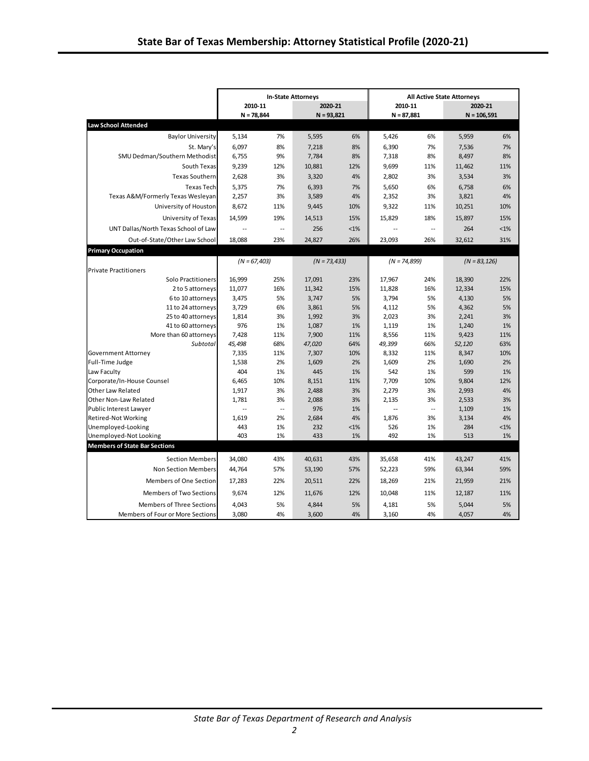# State Bar of Texas Membership: Attorney Statistical Profile (2020-21)

| | In-State Attorneys | | | | All Active State Attorneys | | | |
|---|---|---|---|---|---|---|---|---|
| | 2010-11 | | 2020-21 | | 2010-11 | | 2020-21 | |
| | N = 78,844 | | N = 93,821 | | N = 87,881 | | N = 106,591 | |
| **Law School Attended** | | | | | | | | |
| Baylor University | 5,134 | 7% | 5,595 | 6% | 5,426 | 6% | 5,959 | 6% |
| St. Mary's | 6,097 | 8% | 7,218 | 8% | 6,390 | 7% | 7,536 | 7% |
| SMU Dedman/Southern Methodist | 6,755 | 9% | 7,784 | 8% | 7,318 | 8% | 8,497 | 8% |
| South Texas | 9,239 | 12% | 10,881 | 12% | 9,699 | 11% | 11,462 | 11% |
| Texas Southern | 2,628 | 3% | 3,320 | 4% | 2,802 | 3% | 3,534 | 3% |
| Texas Tech | 5,375 | 7% | 6,393 | 7% | 5,650 | 6% | 6,758 | 6% |
| Texas A&M/Formerly Texas Wesleyan | 2,257 | 3% | 3,589 | 4% | 2,352 | 3% | 3,821 | 4% |
| University of Houston | 8,672 | 11% | 9,445 | 10% | 9,322 | 11% | 10,251 | 10% |
| University of Texas | 14,599 | 19% | 14,513 | 15% | 15,829 | 18% | 15,897 | 15% |
| UNT Dallas/North Texas School of Law | -- | -- | 256 | <1% | -- | -- | 264 | <1% |
| Out-of-State/Other Law School | 18,088 | 23% | 24,827 | 26% | 23,093 | 26% | 32,612 | 31% |
| **Primary Occupation** | | | | | | | | |
| | *(N = 67,403)* | | *(N = 73,433)* | | *(N = 74,899)* | | *(N = 83,126)* | |
| Private Practitioners | | | | | | | | |
| Solo Practitioners | 16,999 | 25% | 17,091 | 23% | 17,967 | 24% | 18,390 | 22% |
| 2 to 5 attorneys | 11,077 | 16% | 11,342 | 15% | 11,828 | 16% | 12,334 | 15% |
| 6 to 10 attorneys | 3,475 | 5% | 3,747 | 5% | 3,794 | 5% | 4,130 | 5% |
| 11 to 24 attorneys | 3,729 | 6% | 3,861 | 5% | 4,112 | 5% | 4,362 | 5% |
| 25 to 40 attorneys | 1,814 | 3% | 1,992 | 3% | 2,023 | 3% | 2,241 | 3% |
| 41 to 60 attorneys | 976 | 1% | 1,087 | 1% | 1,119 | 1% | 1,240 | 1% |
| More than 60 attorneys | 7,428 | 11% | 7,900 | 11% | 8,556 | 11% | 9,423 | 11% |
| *Subtotal* | *45,498* | 68% | *47,020* | 64% | *49,399* | 66% | *52,120* | 63% |
| Government Attorney | 7,335 | 11% | 7,307 | 10% | 8,332 | 11% | 8,347 | 10% |
| Full-Time Judge | 1,538 | 2% | 1,609 | 2% | 1,609 | 2% | 1,690 | 2% |
| Law Faculty | 404 | 1% | 445 | 1% | 542 | 1% | 599 | 1% |
| Corporate/In-House Counsel | 6,465 | 10% | 8,151 | 11% | 7,709 | 10% | 9,804 | 12% |
| Other Law Related | 1,917 | 3% | 2,488 | 3% | 2,279 | 3% | 2,993 | 4% |
| Other Non-Law Related | 1,781 | 3% | 2,088 | 3% | 2,135 | 3% | 2,533 | 3% |
| Public Interest Lawyer | -- | -- | 976 | 1% | -- | -- | 1,109 | 1% |
| Retired-Not Working | 1,619 | 2% | 2,684 | 4% | 1,876 | 3% | 3,134 | 4% |
| Unemployed-Looking | 443 | 1% | 232 | <1% | 526 | 1% | 284 | <1% |
| Unemployed-Not Looking | 403 | 1% | 433 | 1% | 492 | 1% | 513 | 1% |
| **Members of State Bar Sections** | | | | | | | | |
| Section Members | 34,080 | 43% | 40,631 | 43% | 35,658 | 41% | 43,247 | 41% |
| Non Section Members | 44,764 | 57% | 53,190 | 57% | 52,223 | 59% | 63,344 | 59% |
| Members of One Section | 17,283 | 22% | 20,511 | 22% | 18,269 | 21% | 21,959 | 21% |
| Members of Two Sections | 9,674 | 12% | 11,676 | 12% | 10,048 | 11% | 12,187 | 11% |
| Members of Three Sections | 4,043 | 5% | 4,844 | 5% | 4,181 | 5% | 5,044 | 5% |
| Members of Four or More Sections | 3,080 | 4% | 3,600 | 4% | 3,160 | 4% | 4,057 | 4% |

*State Bar of Texas Department of Research and Analysis*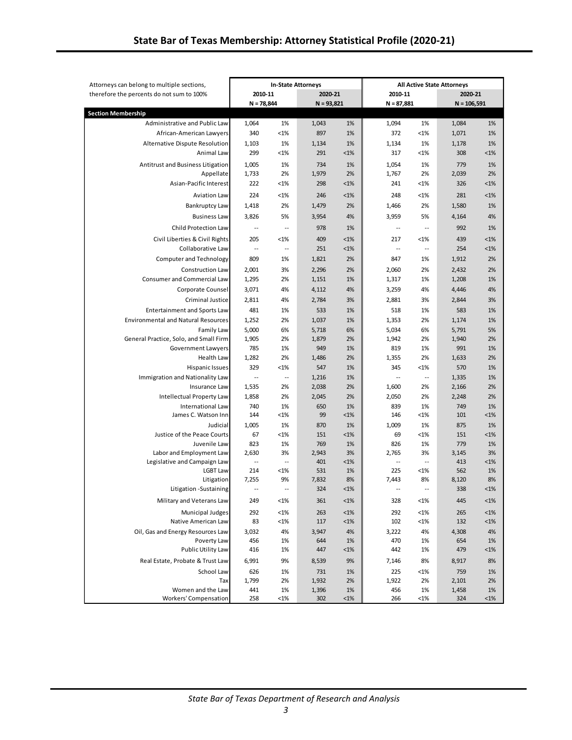## State Bar of Texas Membership: Attorney Statistical Profile (2020-21)

| Attorneys can belong to multiple sections, therefore the percents do not sum to 100% | In-State Attorneys | | | | All Active State Attorneys | | | |
|---|---|---|---|---|---|---|---|---|
| | 2010-11 | | 2020-21 | | 2010-11 | | 2020-21 | |
| | N = 78,844 | | N = 93,821 | | N = 87,881 | | N = 106,591 | |
| **Section Membership** | | | | | | | | |
| Administrative and Public Law | 1,064 | 1% | 1,043 | 1% | 1,094 | 1% | 1,084 | 1% |
| African-American Lawyers | 340 | <1% | 897 | 1% | 372 | <1% | 1,071 | 1% |
| Alternative Dispute Resolution | 1,103 | 1% | 1,134 | 1% | 1,134 | 1% | 1,178 | 1% |
| Animal Law | 299 | <1% | 291 | <1% | 317 | <1% | 308 | <1% |
| Antitrust and Business Litigation | 1,005 | 1% | 734 | 1% | 1,054 | 1% | 779 | 1% |
| Appellate | 1,733 | 2% | 1,979 | 2% | 1,767 | 2% | 2,039 | 2% |
| Asian-Pacific Interest | 222 | <1% | 298 | <1% | 241 | <1% | 326 | <1% |
| Aviation Law | 224 | <1% | 246 | <1% | 248 | <1% | 281 | <1% |
| Bankruptcy Law | 1,418 | 2% | 1,479 | 2% | 1,466 | 2% | 1,580 | 1% |
| Business Law | 3,826 | 5% | 3,954 | 4% | 3,959 | 5% | 4,164 | 4% |
| Child Protection Law | -- | -- | 978 | 1% | -- | -- | 992 | 1% |
| Civil Liberties & Civil Rights | 205 | <1% | 409 | <1% | 217 | <1% | 439 | <1% |
| Collaborative Law | -- | -- | 251 | <1% | -- | -- | 254 | <1% |
| Computer and Technology | 809 | 1% | 1,821 | 2% | 847 | 1% | 1,912 | 2% |
| Construction Law | 2,001 | 3% | 2,296 | 2% | 2,060 | 2% | 2,432 | 2% |
| Consumer and Commercial Law | 1,295 | 2% | 1,151 | 1% | 1,317 | 1% | 1,208 | 1% |
| Corporate Counsel | 3,071 | 4% | 4,112 | 4% | 3,259 | 4% | 4,446 | 4% |
| Criminal Justice | 2,811 | 4% | 2,784 | 3% | 2,881 | 3% | 2,844 | 3% |
| Entertainment and Sports Law | 481 | 1% | 533 | 1% | 518 | 1% | 583 | 1% |
| Environmental and Natural Resources | 1,252 | 2% | 1,037 | 1% | 1,353 | 2% | 1,174 | 1% |
| Family Law | 5,000 | 6% | 5,718 | 6% | 5,034 | 6% | 5,791 | 5% |
| General Practice, Solo, and Small Firm | 1,905 | 2% | 1,879 | 2% | 1,942 | 2% | 1,940 | 2% |
| Government Lawyers | 785 | 1% | 949 | 1% | 819 | 1% | 991 | 1% |
| Health Law | 1,282 | 2% | 1,486 | 2% | 1,355 | 2% | 1,633 | 2% |
| Hispanic Issues | 329 | <1% | 547 | 1% | 345 | <1% | 570 | 1% |
| Immigration and Nationality Law | -- | -- | 1,216 | 1% | -- | -- | 1,335 | 1% |
| Insurance Law | 1,535 | 2% | 2,038 | 2% | 1,600 | 2% | 2,166 | 2% |
| Intellectual Property Law | 1,858 | 2% | 2,045 | 2% | 2,050 | 2% | 2,248 | 2% |
| International Law | 740 | 1% | 650 | 1% | 839 | 1% | 749 | 1% |
| James C. Watson Inn | 144 | <1% | 99 | <1% | 146 | <1% | 101 | <1% |
| Judicial | 1,005 | 1% | 870 | 1% | 1,009 | 1% | 875 | 1% |
| Justice of the Peace Courts | 67 | <1% | 151 | <1% | 69 | <1% | 151 | <1% |
| Juvenile Law | 823 | 1% | 769 | 1% | 826 | 1% | 779 | 1% |
| Labor and Employment Law | 2,630 | 3% | 2,943 | 3% | 2,765 | 3% | 3,145 | 3% |
| Legislative and Campaign Law | -- | -- | 401 | <1% | -- | -- | 413 | <1% |
| LGBT Law | 214 | <1% | 531 | 1% | 225 | <1% | 562 | 1% |
| Litigation | 7,255 | 9% | 7,832 | 8% | 7,443 | 8% | 8,120 | 8% |
| Litigation -Sustaining | -- | -- | 324 | <1% | -- | -- | 338 | <1% |
| Military and Veterans Law | 249 | <1% | 361 | <1% | 328 | <1% | 445 | <1% |
| Municipal Judges | 292 | <1% | 263 | <1% | 292 | <1% | 265 | <1% |
| Native American Law | 83 | <1% | 117 | <1% | 102 | <1% | 132 | <1% |
| Oil, Gas and Energy Resources Law | 3,032 | 4% | 3,947 | 4% | 3,222 | 4% | 4,308 | 4% |
| Poverty Law | 456 | 1% | 644 | 1% | 470 | 1% | 654 | 1% |
| Public Utility Law | 416 | 1% | 447 | <1% | 442 | 1% | 479 | <1% |
| Real Estate, Probate & Trust Law | 6,991 | 9% | 8,539 | 9% | 7,146 | 8% | 8,917 | 8% |
| School Law | 626 | 1% | 731 | 1% | 225 | <1% | 759 | 1% |
| Tax | 1,799 | 2% | 1,932 | 2% | 1,922 | 2% | 2,101 | 2% |
| Women and the Law | 441 | 1% | 1,396 | 1% | 456 | 1% | 1,458 | 1% |
| Workers' Compensation | 258 | <1% | 302 | <1% | 266 | <1% | 324 | <1% |

*State Bar of Texas Department of Research and Analysis*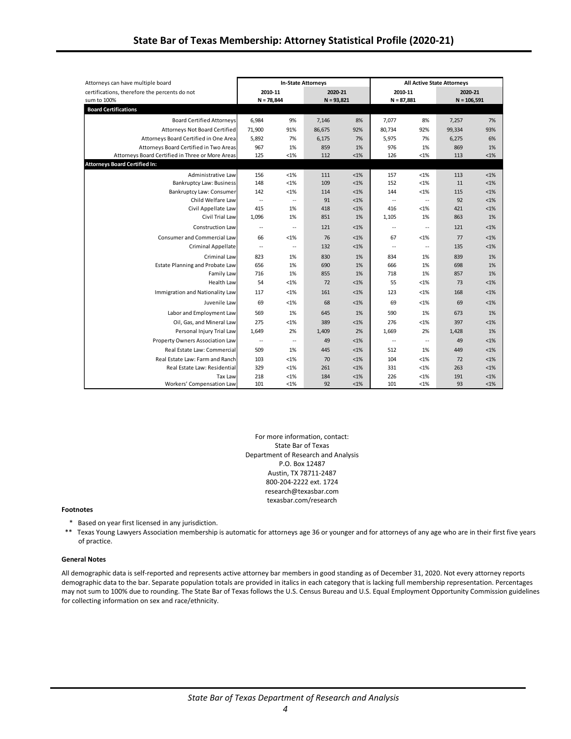# State Bar of Texas Membership: Attorney Statistical Profile (2020-21)

| Attorneys can have multiple board certifications, therefore the percents do not sum to 100% | In-State Attorneys | | | | All Active State Attorneys | | | |
|---|---|---|---|---|---|---|---|---|
| | 2010-11 | | 2020-21 | | 2010-11 | | 2020-21 | |
| | N = 78,844 | | N = 93,821 | | N = 87,881 | | N = 106,591 | |
| **Board Certifications** | | | | | | | | |
| Board Certified Attorneys | 6,984 | 9% | 7,146 | 8% | 7,077 | 8% | 7,257 | 7% |
| Attorneys Not Board Certified | 71,900 | 91% | 86,675 | 92% | 80,734 | 92% | 99,334 | 93% |
| Attorneys Board Certified in One Area | 5,892 | 7% | 6,175 | 7% | 5,975 | 7% | 6,275 | 6% |
| Attorneys Board Certified in Two Areas | 967 | 1% | 859 | 1% | 976 | 1% | 869 | 1% |
| Attorneys Board Certified in Three or More Areas | 125 | <1% | 112 | <1% | 126 | <1% | 113 | <1% |
| **Attorneys Board Certified In:** | | | | | | | | |
| Administrative Law | 156 | <1% | 111 | <1% | 157 | <1% | 113 | <1% |
| Bankruptcy Law: Business | 148 | <1% | 109 | <1% | 152 | <1% | 11 | <1% |
| Bankruptcy Law: Consumer | 142 | <1% | 114 | <1% | 144 | <1% | 115 | <1% |
| Child Welfare Law | -- | -- | 91 | <1% | -- | -- | 92 | <1% |
| Civil Appellate Law | 415 | 1% | 418 | <1% | 416 | <1% | 421 | <1% |
| Civil Trial Law | 1,096 | 1% | 851 | 1% | 1,105 | 1% | 863 | 1% |
| Construction Law | -- | -- | 121 | <1% | -- | -- | 121 | <1% |
| Consumer and Commercial Law | 66 | <1% | 76 | <1% | 67 | <1% | 77 | <1% |
| Criminal Appellate | -- | -- | 132 | <1% | -- | -- | 135 | <1% |
| Criminal Law | 823 | 1% | 830 | 1% | 834 | 1% | 839 | 1% |
| Estate Planning and Probate Law | 656 | 1% | 690 | 1% | 666 | 1% | 698 | 1% |
| Family Law | 716 | 1% | 855 | 1% | 718 | 1% | 857 | 1% |
| Health Law | 54 | <1% | 72 | <1% | 55 | <1% | 73 | <1% |
| Immigration and Nationality Law | 117 | <1% | 161 | <1% | 123 | <1% | 168 | <1% |
| Juvenile Law | 69 | <1% | 68 | <1% | 69 | <1% | 69 | <1% |
| Labor and Employment Law | 569 | 1% | 645 | 1% | 590 | 1% | 673 | 1% |
| Oil, Gas, and Mineral Law | 275 | <1% | 389 | <1% | 276 | <1% | 397 | <1% |
| Personal Injury Trial Law | 1,649 | 2% | 1,409 | 2% | 1,669 | 2% | 1,428 | 1% |
| Property Owners Association Law | -- | -- | 49 | <1% | -- | -- | 49 | <1% |
| Real Estate Law: Commercial | 509 | 1% | 445 | <1% | 512 | 1% | 449 | <1% |
| Real Estate Law: Farm and Ranch | 103 | <1% | 70 | <1% | 104 | <1% | 72 | <1% |
| Real Estate Law: Residential | 329 | <1% | 261 | <1% | 331 | <1% | 263 | <1% |
| Tax Law | 218 | <1% | 184 | <1% | 226 | <1% | 191 | <1% |
| Workers' Compensation Law | 101 | <1% | 92 | <1% | 101 | <1% | 93 | <1% |

For more information, contact:
State Bar of Texas
Department of Research and Analysis
P.O. Box 12487
Austin, TX 78711-2487
800-204-2222 ext. 1724
research@texasbar.com
texasbar.com/research

**Footnotes**

\* Based on year first licensed in any jurisdiction.

\*\* Texas Young Lawyers Association membership is automatic for attorneys age 36 or younger and for attorneys of any age who are in their first five years of practice.

**General Notes**

All demographic data is self-reported and represents active attorney bar members in good standing as of December 31, 2020. Not every attorney reports demographic data to the bar. Separate population totals are provided in italics in each category that is lacking full membership representation. Percentages may not sum to 100% due to rounding. The State Bar of Texas follows the U.S. Census Bureau and U.S. Equal Employment Opportunity Commission guidelines for collecting information on sex and race/ethnicity.